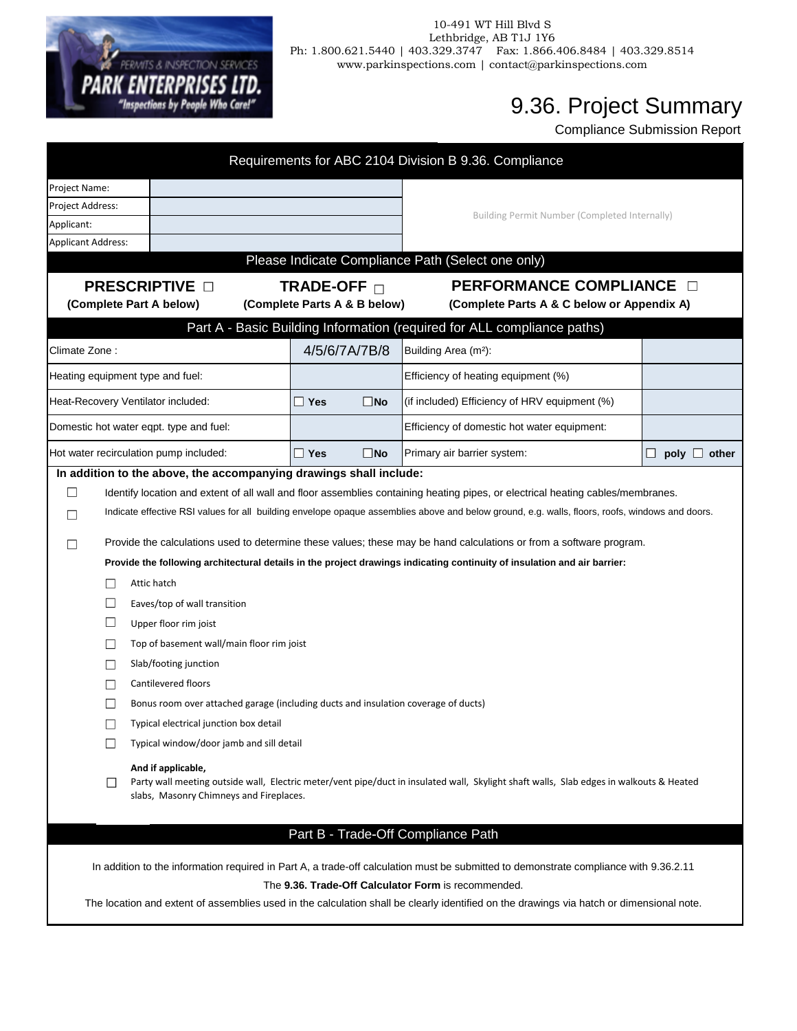10-491 WT Hill Blvd S
Lethbridge, AB T1J 1Y6
Ph: 1.800.621.5440 | 403.329.3747 Fax: 1.866.406.8484 | 403.329.8514
www.parkinspections.com | contact@parkinspections.com

# 9.36. Project Summary

Compliance Submission Report

## Requirements for ABC 2104 Division B 9.36. Compliance

| | | |
|---|---|---|
| Project Name: | | Building Permit Number (Completed Internally) |
| Project Address: | | |
| Applicant: | | |
| Applicant Address: | | |

### Please Indicate Compliance Path (Select one only)

| **PRESCRIPTIVE ☐** | **TRADE-OFF ☐** | **PERFORMANCE COMPLIANCE ☐** |
|---|---|---|
| **(Complete Part A below)** | **(Complete Parts A & B below)** | **(Complete Parts A & C below or Appendix A)** |

### Part A - Basic Building Information (required for ALL compliance paths)

| | | | |
|---|---|---|---|
| Climate Zone : | 4/5/6/7A/7B/8 | Building Area (m²): | |
| Heating equipment type and fuel: | | Efficiency of heating equipment (%) | |
| Heat-Recovery Ventilator included: | ☐ **Yes** ☐**No** | (if included) Efficiency of HRV equipment (%) | |
| Domestic hot water eqpt. type and fuel: | | Efficiency of domestic hot water equipment: | |
| Hot water recirculation pump included: | ☐ **Yes** ☐**No** | Primary air barrier system: | ☐ **poly** ☐ **other** |

**In addition to the above, the accompanying drawings shall include:**

- ☐ Identify location and extent of all wall and floor assemblies containing heating pipes, or electrical heating cables/membranes.
- ☐ Indicate effective RSI values for all building envelope opaque assemblies above and below ground, e.g. walls, floors, roofs, windows and doors.
- ☐ Provide the calculations used to determine these values; these may be hand calculations or from a software program.

**Provide the following architectural details in the project drawings indicating continuity of insulation and air barrier:**

- ☐ Attic hatch
- ☐ Eaves/top of wall transition
- ☐ Upper floor rim joist
- ☐ Top of basement wall/main floor rim joist
- ☐ Slab/footing junction
- ☐ Cantilevered floors
- ☐ Bonus room over attached garage (including ducts and insulation coverage of ducts)
- ☐ Typical electrical junction box detail
- ☐ Typical window/door jamb and sill detail

**And if applicable,**

- ☐ Party wall meeting outside wall, Electric meter/vent pipe/duct in insulated wall, Skylight shaft walls, Slab edges in walkouts & Heated slabs, Masonry Chimneys and Fireplaces.

### Part B - Trade-Off Compliance Path

In addition to the information required in Part A, a trade-off calculation must be submitted to demonstrate compliance with 9.36.2.11

The **9.36. Trade-Off Calculator Form** is recommended.

The location and extent of assemblies used in the calculation shall be clearly identified on the drawings via hatch or dimensional note.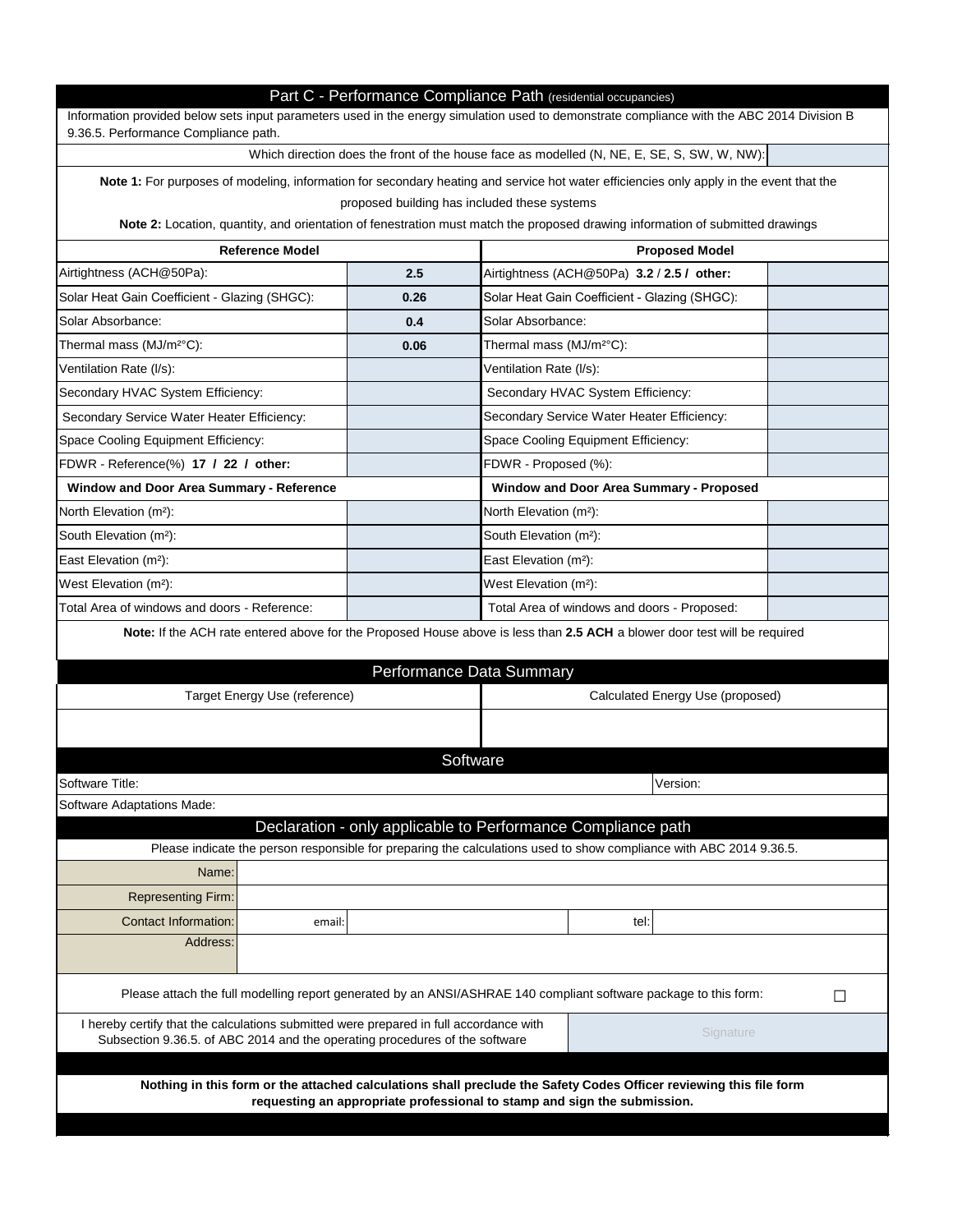## Part C - Performance Compliance Path (residential occupancies)

Information provided below sets input parameters used in the energy simulation used to demonstrate compliance with the ABC 2014 Division B 9.36.5. Performance Compliance path.

Which direction does the front of the house face as modelled (N, NE, E, SE, S, SW, W, NW):

**Note 1:** For purposes of modeling, information for secondary heating and service hot water efficiencies only apply in the event that the proposed building has included these systems

**Note 2:** Location, quantity, and orientation of fenestration must match the proposed drawing information of submitted drawings

| **Reference Model** | | **Proposed Model** | |
|---|---|---|---|
| Airtightness (ACH@50Pa): | **2.5** | Airtightness (ACH@50Pa) **3.2** / **2.5 /  other:** | |
| Solar Heat Gain Coefficient - Glazing (SHGC): | **0.26** | Solar Heat Gain Coefficient - Glazing (SHGC): | |
| Solar Absorbance: | **0.4** | Solar Absorbance: | |
| Thermal mass (MJ/m²°C): | **0.06** | Thermal mass (MJ/m²°C): | |
| Ventilation Rate (l/s): | | Ventilation Rate (l/s): | |
| Secondary HVAC System Efficiency: | | Secondary HVAC System Efficiency: | |
| Secondary Service Water Heater Efficiency: | | Secondary Service Water Heater Efficiency: | |
| Space Cooling Equipment Efficiency: | | Space Cooling Equipment Efficiency: | |
| FDWR - Reference(%) **17  /  22  /  other:** | | FDWR - Proposed (%): | |
| **Window and Door Area Summary - Reference** | | **Window and Door Area Summary - Proposed** | |
| North Elevation (m²): | | North Elevation (m²): | |
| South Elevation (m²): | | South Elevation (m²): | |
| East Elevation (m²): | | East Elevation (m²): | |
| West Elevation (m²): | | West Elevation (m²): | |
| Total Area of windows and doors - Reference: | | Total Area of windows and doors - Proposed: | |

**Note:** If the ACH rate entered above for the Proposed House above is less than **2.5 ACH** a blower door test will be required

## Performance Data Summary

| Target Energy Use (reference) | Calculated Energy Use (proposed) |
|---|---|
| | |

## Software

| Software Title: | Version: |
|---|---|
| Software Adaptations Made: | |

## Declaration - only applicable to Performance Compliance path

Please indicate the person responsible for preparing the calculations used to show compliance with ABC 2014 9.36.5.

| | | | | |
|---|---|---|---|---|
| Name: | | | | |
| Representing Firm: | | | | |
| Contact Information: | email: | | tel: | |
| Address: | | | | |

Please attach the full modelling report generated by an ANSI/ASHRAE 140 compliant software package to this form: ☐

I hereby certify that the calculations submitted were prepared in full accordance with Subsection 9.36.5. of ABC 2014 and the operating procedures of the software

Signature

**Nothing in this form or the attached calculations shall preclude the Safety Codes Officer reviewing this file form requesting an appropriate professional to stamp and sign the submission.**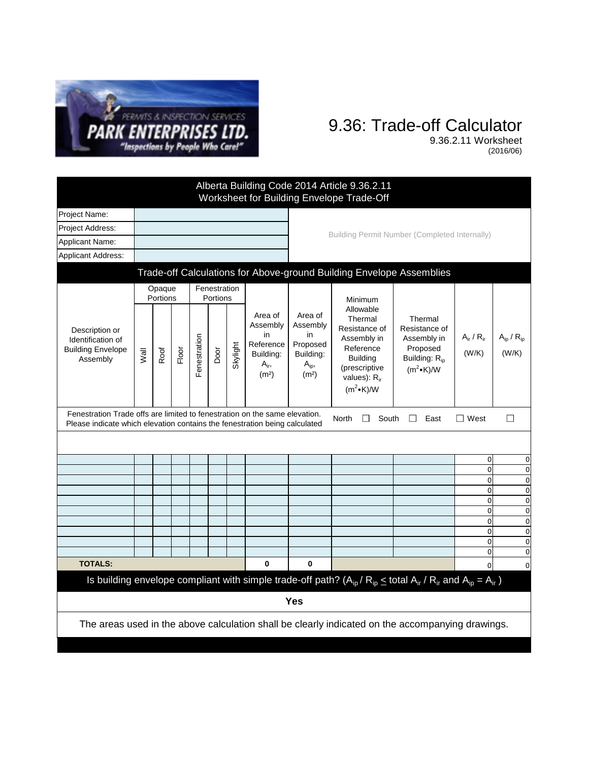PERMITS & INSPECTION SERVICES
PARK ENTERPRISES LTD.
"Inspections by People Who Care!"

# 9.36: Trade-off Calculator

9.36.2.11 Worksheet
(2016/06)

## Alberta Building Code 2014 Article 9.36.2.11
## Worksheet for Building Envelope Trade-Off

| | |
|---|---|
| Project Name: | |
| Project Address: | |
| Applicant Name: | |
| Applicant Address: | |

Building Permit Number (Completed Internally)

## Trade-off Calculations for Above-ground Building Envelope Assemblies

| Description or Identification of Building Envelope Assembly | Opaque Portions | | | Fenestration Portions | | | Area of Assembly in Reference Building: $A_{ir}$, (m²) | Area of Assembly in Proposed Building: $A_{ip}$, (m²) | Minimum Allowable Thermal Resistance of Assembly in Reference Building (prescriptive values): $R_{ir}$ $(m^2 \bullet K)/W$ | Thermal Resistance of Assembly in Proposed Building: $R_{ip}$ $(m^2 \bullet K)/W$ | $A_{ir} / R_{ir}$ (W/K) | $A_{ip} / R_{ip}$ (W/K) |
|---|---|---|---|---|---|---|---|---|---|---|---|---|
| | Wall | Roof | Floor | Fenestration | Door | Skylight | | | | | | |
| | | | | | | | | | | | 0 | 0 |
| | | | | | | | | | | | 0 | 0 |
| | | | | | | | | | | | 0 | 0 |
| | | | | | | | | | | | 0 | 0 |
| | | | | | | | | | | | 0 | 0 |
| | | | | | | | | | | | 0 | 0 |
| | | | | | | | | | | | 0 | 0 |
| | | | | | | | | | | | 0 | 0 |
| | | | | | | | | | | | 0 | 0 |
| | | | | | | | | | | | 0 | 0 |
| **TOTALS:** | | | | | | | **0** | **0** | | | 0 | 0 |

Fenestration Trade offs are limited to fenestration on the same elevation. Please indicate which elevation contains the fenestration being calculated

North ☐ South ☐ East ☐ West ☐

Is building envelope compliant with simple trade-off path? ($A_{ip} / R_{ip} \leq$ total $A_{ir} / R_{ir}$ and $A_{ip} = A_{ir}$ )

**Yes**

The areas used in the above calculation shall be clearly indicated on the accompanying drawings.